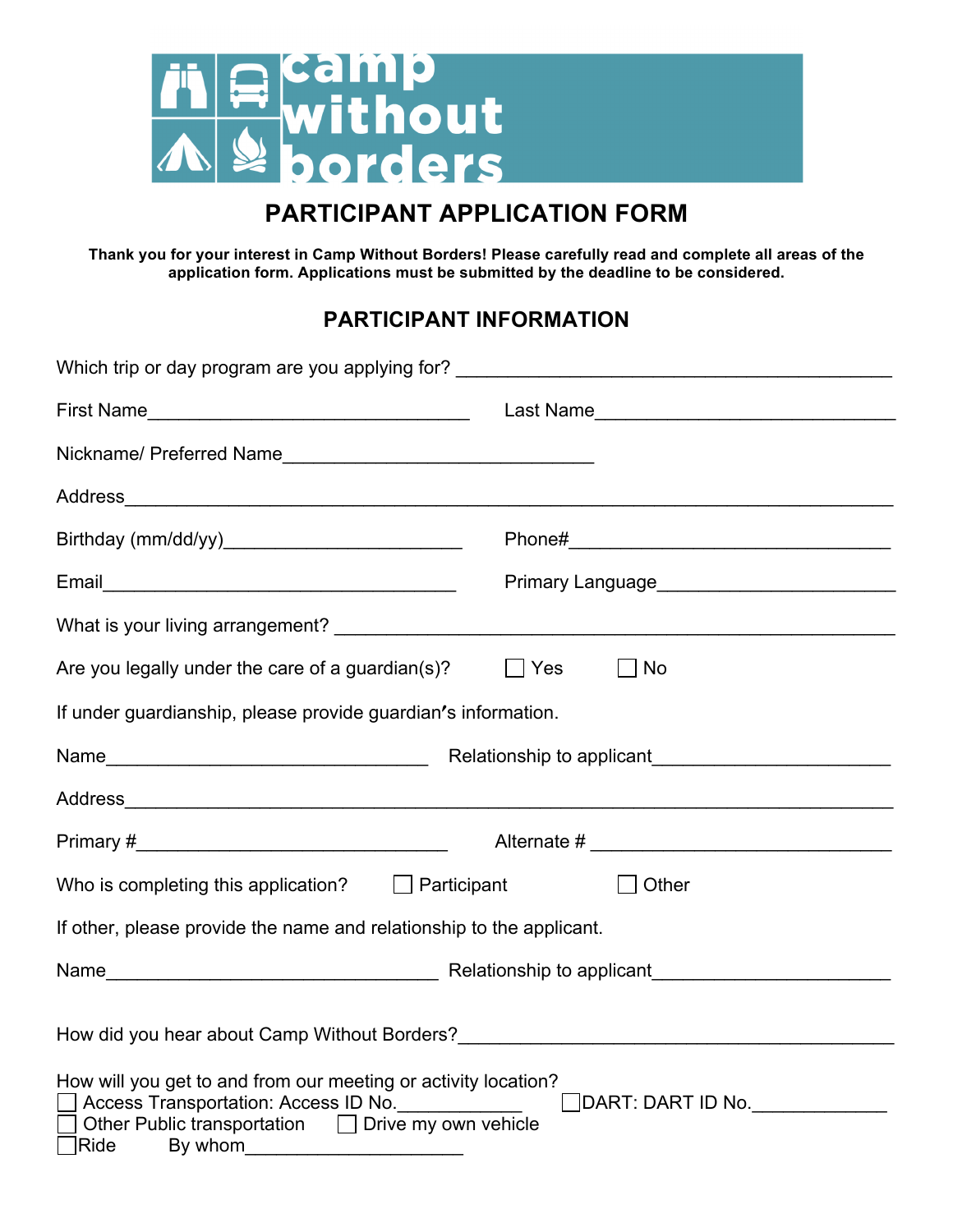camp without borders

# PARTICIPANT APPLICATION FORM

**Thank you for your interest in Camp Without Borders! Please carefully read and complete all areas of the application form. Applications must be submitted by the deadline to be considered.**

## PARTICIPANT INFORMATION

Which trip or day program are you applying for? ___________________________________________

First Name________________________________ Last Name______________________________

Nickname/ Preferred Name______________________________

Address__________________________________________________________________________

Birthday (mm/dd/yy)_______________________ Phone#________________________________

Email___________________________________ Primary Language______________________

What is your living arrangement? _______________________________________________________

Are you legally under the care of a guardian(s)? ☐ Yes ☐ No

If under guardianship, please provide guardian's information.

Name________________________________ Relationship to applicant______________________

Address__________________________________________________________________________

Primary #______________________________ Alternate # ______________________________

Who is completing this application? ☐ Participant ☐ Other

If other, please provide the name and relationship to the applicant.

Name_________________________________ Relationship to applicant______________________

How did you hear about Camp Without Borders?__________________________________________

How will you get to and from our meeting or activity location?
☐ Access Transportation: Access ID No.____________ ☐ DART: DART ID No._____________
☐ Other Public transportation ☐ Drive my own vehicle
☐ Ride By whom_____________________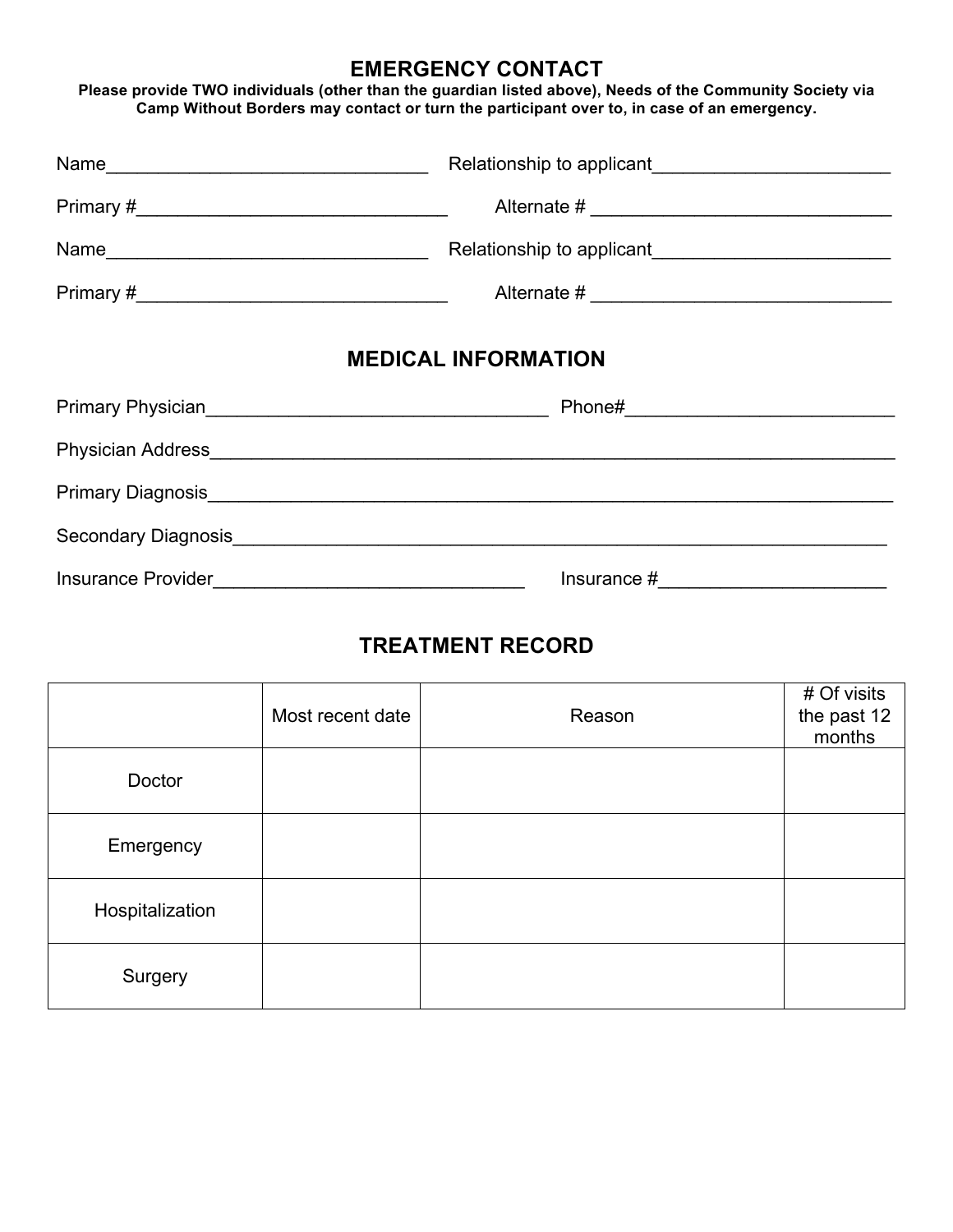## EMERGENCY CONTACT

**Please provide TWO individuals (other than the guardian listed above), Needs of the Community Society via Camp Without Borders may contact or turn the participant over to, in case of an emergency.**

Name_______________________________ Relationship to applicant______________________

Primary #_____________________________ Alternate # _____________________________

Name_______________________________ Relationship to applicant______________________

Primary #_____________________________ Alternate # _____________________________

## MEDICAL INFORMATION

Primary Physician_________________________________ Phone#_________________________

Physician Address_________________________________________________________________

Primary Diagnosis_________________________________________________________________

Secondary Diagnosis______________________________________________________________

Insurance Provider______________________________ Insurance #_____________________

## TREATMENT RECORD

| | Most recent date | Reason | # Of visits the past 12 months |
|---|---|---|---|
| Doctor | | | |
| Emergency | | | |
| Hospitalization | | | |
| Surgery | | | |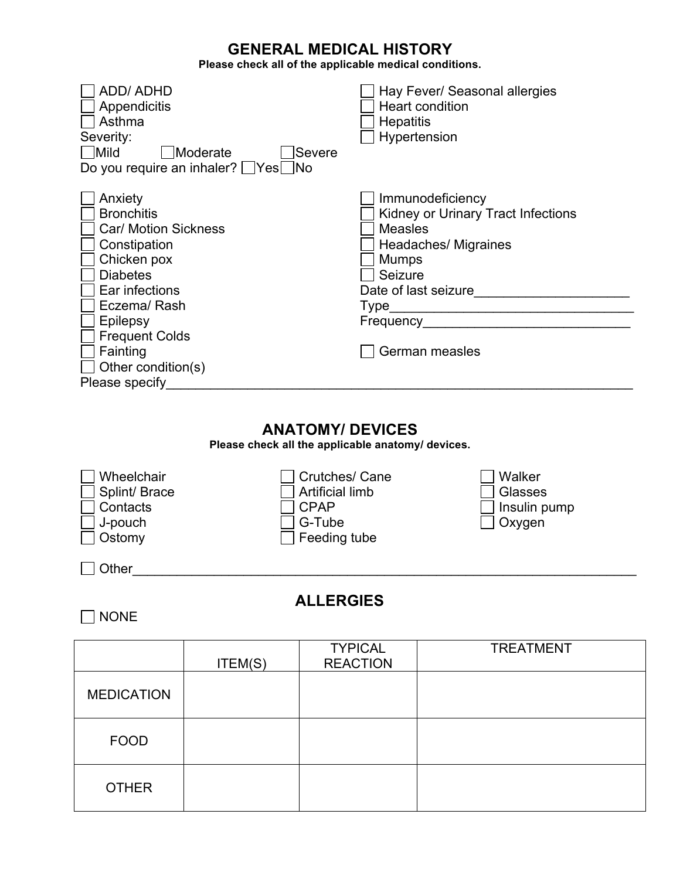## GENERAL MEDICAL HISTORY

**Please check all of the applicable medical conditions.**

- ☐ ADD/ ADHD
- ☐ Appendicitis
- ☐ Asthma

Severity:
☐ Mild ☐ Moderate ☐ Severe
Do you require an inhaler? ☐ Yes ☐ No

- ☐ Hay Fever/ Seasonal allergies
- ☐ Heart condition
- ☐ Hepatitis
- ☐ Hypertension

- ☐ Anxiety
- ☐ Bronchitis
- ☐ Car/ Motion Sickness
- ☐ Constipation
- ☐ Chicken pox
- ☐ Diabetes
- ☐ Ear infections
- ☐ Eczema/ Rash
- ☐ Epilepsy
- ☐ Frequent Colds
- ☐ Fainting
- ☐ Other condition(s)

- ☐ Immunodeficiency
- ☐ Kidney or Urinary Tract Infections
- ☐ Measles
- ☐ Headaches/ Migraines
- ☐ Mumps
- ☐ Seizure

Date of last seizure____________________
Type________________________________
Frequency____________________________

- ☐ German measles

Please specify______________________________________________________________

## ANATOMY/ DEVICES

**Please check all the applicable anatomy/ devices.**

- ☐ Wheelchair
- ☐ Splint/ Brace
- ☐ Contacts
- ☐ J-pouch
- ☐ Ostomy
- ☐ Crutches/ Cane
- ☐ Artificial limb
- ☐ CPAP
- ☐ G-Tube
- ☐ Feeding tube
- ☐ Walker
- ☐ Glasses
- ☐ Insulin pump
- ☐ Oxygen

☐ Other______________________________________________________________

## ALLERGIES

☐ NONE

| | ITEM(S) | TYPICAL REACTION | TREATMENT |
|---|---|---|---|
| MEDICATION | | | |
| FOOD | | | |
| OTHER | | | |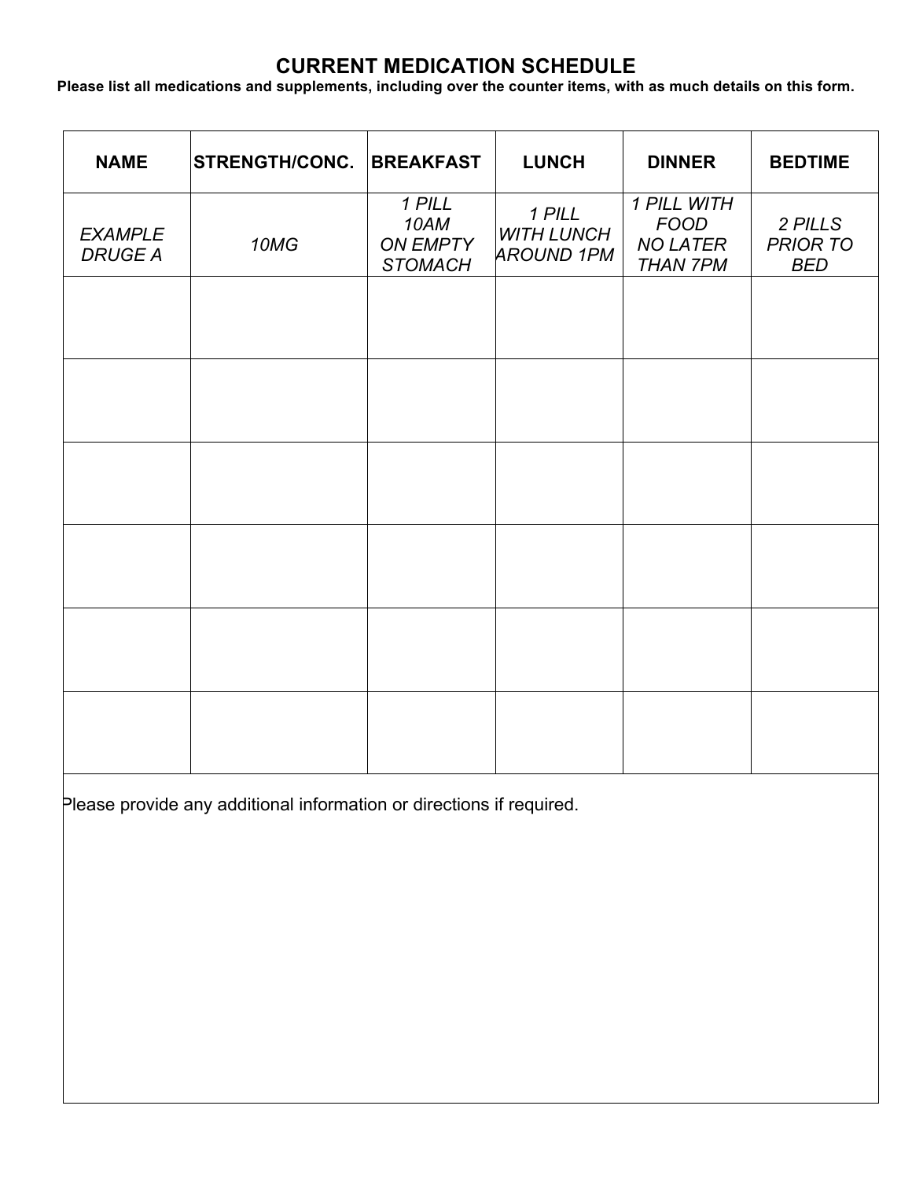# CURRENT MEDICATION SCHEDULE

**Please list all medications and supplements, including over the counter items, with as much details on this form.**

| NAME | STRENGTH/CONC. | BREAKFAST | LUNCH | DINNER | BEDTIME |
|---|---|---|---|---|---|
| *EXAMPLE DRUGE A* | *10MG* | *1 PILL 10AM ON EMPTY STOMACH* | *1 PILL WITH LUNCH AROUND 1PM* | *1 PILL WITH FOOD NO LATER THAN 7PM* | *2 PILLS PRIOR TO BED* |
| | | | | | |
| | | | | | |
| | | | | | |
| | | | | | |
| | | | | | |
| | | | | | |

Please provide any additional information or directions if required.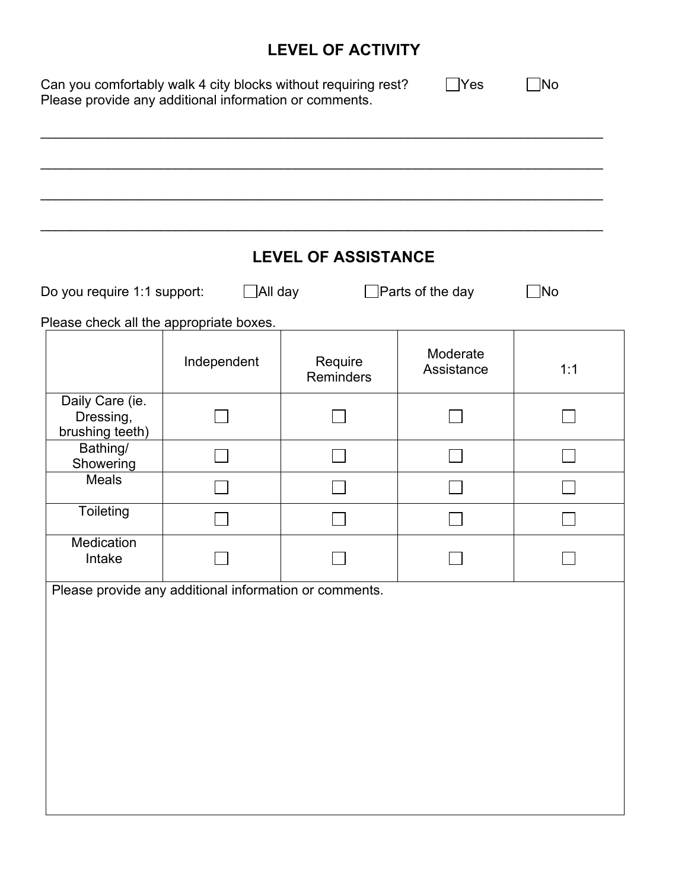## LEVEL OF ACTIVITY

Can you comfortably walk 4 city blocks without requiring rest? ☐Yes ☐No
Please provide any additional information or comments.

\_\_\_\_\_\_\_\_\_\_\_\_\_\_\_\_\_\_\_\_\_\_\_\_\_\_\_\_\_\_\_\_\_\_\_\_\_\_\_\_\_\_\_\_\_\_\_\_\_\_\_\_\_\_\_\_\_\_\_\_\_\_\_\_\_\_\_\_\_\_

\_\_\_\_\_\_\_\_\_\_\_\_\_\_\_\_\_\_\_\_\_\_\_\_\_\_\_\_\_\_\_\_\_\_\_\_\_\_\_\_\_\_\_\_\_\_\_\_\_\_\_\_\_\_\_\_\_\_\_\_\_\_\_\_\_\_\_\_\_\_

\_\_\_\_\_\_\_\_\_\_\_\_\_\_\_\_\_\_\_\_\_\_\_\_\_\_\_\_\_\_\_\_\_\_\_\_\_\_\_\_\_\_\_\_\_\_\_\_\_\_\_\_\_\_\_\_\_\_\_\_\_\_\_\_\_\_\_\_\_\_

\_\_\_\_\_\_\_\_\_\_\_\_\_\_\_\_\_\_\_\_\_\_\_\_\_\_\_\_\_\_\_\_\_\_\_\_\_\_\_\_\_\_\_\_\_\_\_\_\_\_\_\_\_\_\_\_\_\_\_\_\_\_\_\_\_\_\_\_\_\_

## LEVEL OF ASSISTANCE

Do you require 1:1 support: ☐All day ☐Parts of the day ☐No

Please check all the appropriate boxes.

| | Independent | Require Reminders | Moderate Assistance | 1:1 |
|---|---|---|---|---|
| Daily Care (ie. Dressing, brushing teeth) | ☐ | ☐ | ☐ | ☐ |
| Bathing/ Showering | ☐ | ☐ | ☐ | ☐ |
| Meals | ☐ | ☐ | ☐ | ☐ |
| Toileting | ☐ | ☐ | ☐ | ☐ |
| Medication Intake | ☐ | ☐ | ☐ | ☐ |

Please provide any additional information or comments.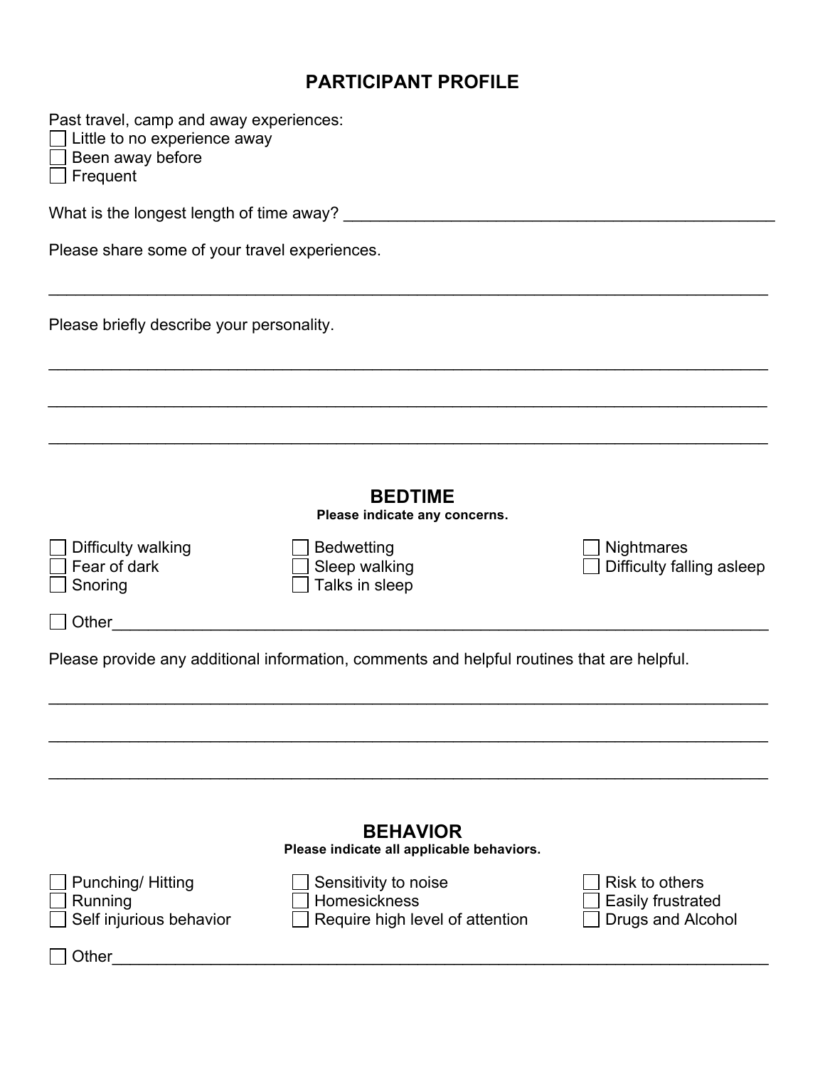# PARTICIPANT PROFILE

Past travel, camp and away experiences:

- ☐ Little to no experience away
- ☐ Been away before
- ☐ Frequent

What is the longest length of time away? ________________________________________________

Please share some of your travel experiences.

________________________________________________________________________________

Please briefly describe your personality.

________________________________________________________________________________

________________________________________________________________________________

________________________________________________________________________________

## BEDTIME

**Please indicate any concerns.**

- ☐ Difficulty walking
- ☐ Fear of dark
- ☐ Snoring
- ☐ Bedwetting
- ☐ Sleep walking
- ☐ Talks in sleep
- ☐ Nightmares
- ☐ Difficulty falling asleep

☐ Other__________________________________________________________________________

Please provide any additional information, comments and helpful routines that are helpful.

________________________________________________________________________________

________________________________________________________________________________

________________________________________________________________________________

## BEHAVIOR

**Please indicate all applicable behaviors.**

- ☐ Punching/ Hitting
- ☐ Running
- ☐ Self injurious behavior
- ☐ Sensitivity to noise
- ☐ Homesickness
- ☐ Require high level of attention
- ☐ Risk to others
- ☐ Easily frustrated
- ☐ Drugs and Alcohol

☐ Other__________________________________________________________________________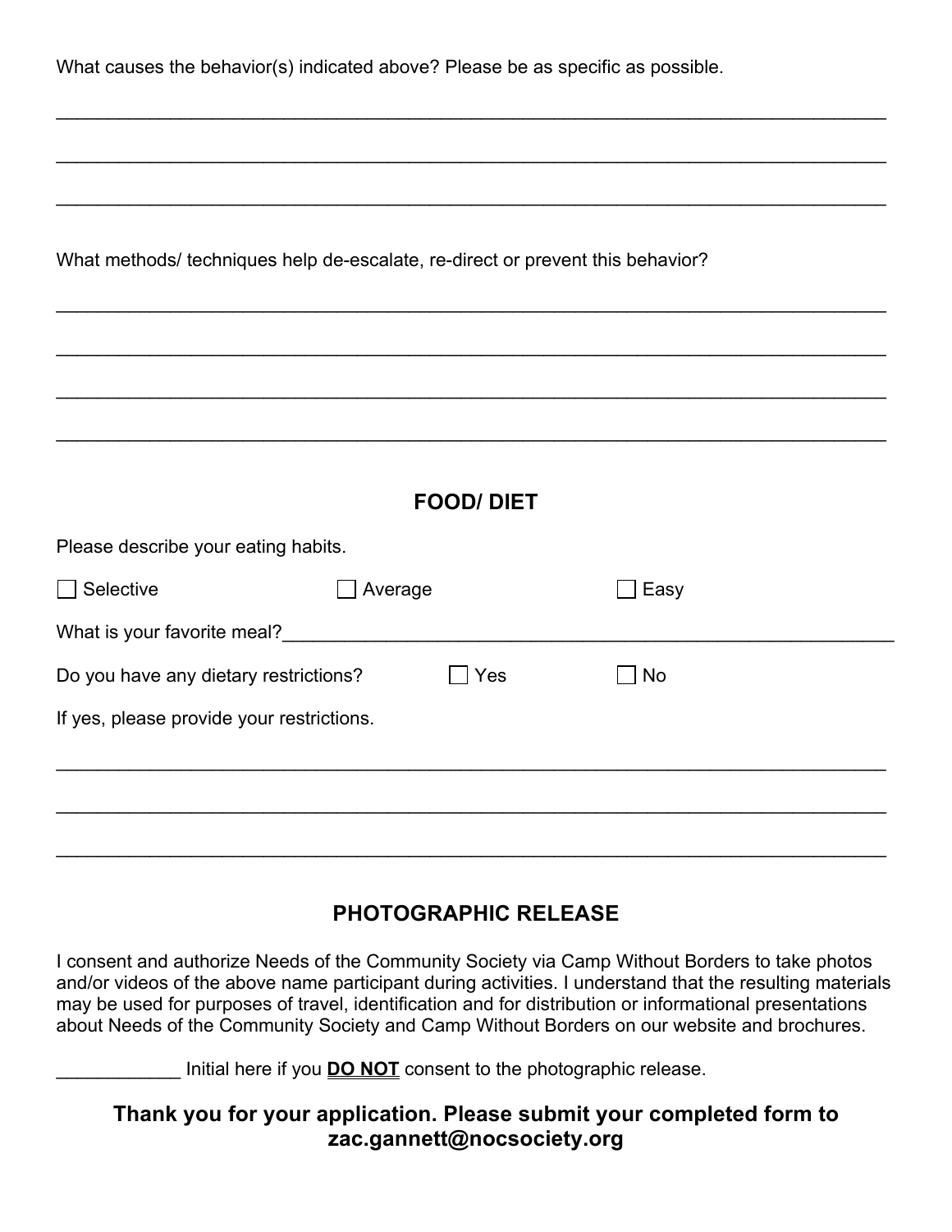What causes the behavior(s) indicated above? Please be as specific as possible.

\_\_\_\_\_\_\_\_\_\_\_\_\_\_\_\_\_\_\_\_\_\_\_\_\_\_\_\_\_\_\_\_\_\_\_\_\_\_\_\_\_\_\_\_\_\_\_\_\_\_\_\_\_\_\_\_\_\_\_\_\_\_\_\_\_\_\_\_\_\_\_\_\_\_\_\_\_\_

\_\_\_\_\_\_\_\_\_\_\_\_\_\_\_\_\_\_\_\_\_\_\_\_\_\_\_\_\_\_\_\_\_\_\_\_\_\_\_\_\_\_\_\_\_\_\_\_\_\_\_\_\_\_\_\_\_\_\_\_\_\_\_\_\_\_\_\_\_\_\_\_\_\_\_\_\_\_

\_\_\_\_\_\_\_\_\_\_\_\_\_\_\_\_\_\_\_\_\_\_\_\_\_\_\_\_\_\_\_\_\_\_\_\_\_\_\_\_\_\_\_\_\_\_\_\_\_\_\_\_\_\_\_\_\_\_\_\_\_\_\_\_\_\_\_\_\_\_\_\_\_\_\_\_\_\_

What methods/ techniques help de-escalate, re-direct or prevent this behavior?

\_\_\_\_\_\_\_\_\_\_\_\_\_\_\_\_\_\_\_\_\_\_\_\_\_\_\_\_\_\_\_\_\_\_\_\_\_\_\_\_\_\_\_\_\_\_\_\_\_\_\_\_\_\_\_\_\_\_\_\_\_\_\_\_\_\_\_\_\_\_\_\_\_\_\_\_\_\_

\_\_\_\_\_\_\_\_\_\_\_\_\_\_\_\_\_\_\_\_\_\_\_\_\_\_\_\_\_\_\_\_\_\_\_\_\_\_\_\_\_\_\_\_\_\_\_\_\_\_\_\_\_\_\_\_\_\_\_\_\_\_\_\_\_\_\_\_\_\_\_\_\_\_\_\_\_\_

\_\_\_\_\_\_\_\_\_\_\_\_\_\_\_\_\_\_\_\_\_\_\_\_\_\_\_\_\_\_\_\_\_\_\_\_\_\_\_\_\_\_\_\_\_\_\_\_\_\_\_\_\_\_\_\_\_\_\_\_\_\_\_\_\_\_\_\_\_\_\_\_\_\_\_\_\_\_

\_\_\_\_\_\_\_\_\_\_\_\_\_\_\_\_\_\_\_\_\_\_\_\_\_\_\_\_\_\_\_\_\_\_\_\_\_\_\_\_\_\_\_\_\_\_\_\_\_\_\_\_\_\_\_\_\_\_\_\_\_\_\_\_\_\_\_\_\_\_\_\_\_\_\_\_\_\_

## FOOD/ DIET

Please describe your eating habits.

☐ Selective ☐ Average ☐ Easy

What is your favorite meal?\_\_\_\_\_\_\_\_\_\_\_\_\_\_\_\_\_\_\_\_\_\_\_\_\_\_\_\_\_\_\_\_\_\_\_\_\_\_\_\_\_\_\_\_\_\_\_\_\_\_\_\_\_\_\_\_\_\_\_\_

Do you have any dietary restrictions? ☐ Yes ☐ No

If yes, please provide your restrictions.

\_\_\_\_\_\_\_\_\_\_\_\_\_\_\_\_\_\_\_\_\_\_\_\_\_\_\_\_\_\_\_\_\_\_\_\_\_\_\_\_\_\_\_\_\_\_\_\_\_\_\_\_\_\_\_\_\_\_\_\_\_\_\_\_\_\_\_\_\_\_\_\_\_\_\_\_\_\_

\_\_\_\_\_\_\_\_\_\_\_\_\_\_\_\_\_\_\_\_\_\_\_\_\_\_\_\_\_\_\_\_\_\_\_\_\_\_\_\_\_\_\_\_\_\_\_\_\_\_\_\_\_\_\_\_\_\_\_\_\_\_\_\_\_\_\_\_\_\_\_\_\_\_\_\_\_\_

\_\_\_\_\_\_\_\_\_\_\_\_\_\_\_\_\_\_\_\_\_\_\_\_\_\_\_\_\_\_\_\_\_\_\_\_\_\_\_\_\_\_\_\_\_\_\_\_\_\_\_\_\_\_\_\_\_\_\_\_\_\_\_\_\_\_\_\_\_\_\_\_\_\_\_\_\_\_

## PHOTOGRAPHIC RELEASE

I consent and authorize Needs of the Community Society via Camp Without Borders to take photos and/or videos of the above name participant during activities. I understand that the resulting materials may be used for purposes of travel, identification and for distribution or informational presentations about Needs of the Community Society and Camp Without Borders on our website and brochures.

\_\_\_\_\_\_\_\_\_\_\_\_ Initial here if you **DO NOT** consent to the photographic release.

**Thank you for your application. Please submit your completed form to zac.gannett@nocsociety.org**